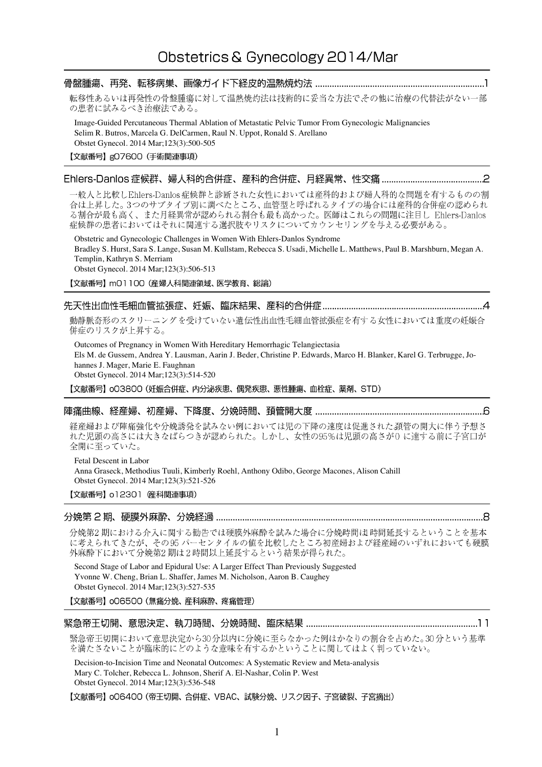# Obstetrics & Gynecology 2014/Mar

## 骨盤腫瘍、再発、転移病巣、画像ガイド下経皮的温熱焼灼法 ....................1

転移性あるいは再発性の骨盤腫瘍に対して温熱焼灼法は技術的に妥当な方法で,その他に治療の代替法がない一部の患者に試みるべき治療法である。

Image-Guided Percutaneous Thermal Ablation of Metastatic Pelvic Tumor From Gynecologic Malignancies
Selim R. Butros, Marcela G. DelCarmen, Raul N. Uppot, Ronald S. Arellano
Obstet Gynecol. 2014 Mar;123(3):500-505

【文献番号】g07600（手術関連事項）

## Ehlers-Danlos 症候群、婦人科的合併症、産科的合併症、月経異常、性交痛 ....................2

一般人と比較しEhlers-Danlos症候群と診断された女性においては産科的および婦人科的な問題を有するものの割合は上昇した。3つのサブタイプ別に調べたところ、血管型と呼ばれるタイプの場合には産科的合併症の認められる割合が最も高く、また月経異常が認められる割合も最も高かった。医師はこれらの問題に注目し Ehlers-Danlos症候群の患者においてはそれに関連する選択肢やリスクについてカウンセリングを与える必要がある。

Obstetric and Gynecologic Challenges in Women With Ehlers-Danlos Syndrome
Bradley S. Hurst, Sara S. Lange, Susan M. Kullstam, Rebecca S. Usadi, Michelle L. Matthews, Paul B. Marshburn, Megan A. Templin, Kathryn S. Merriam
Obstet Gynecol. 2014 Mar;123(3):506-513

【文献番号】m01100（産婦人科関連領域、医学教育、総論）

## 先天性出血性毛細血管拡張症、妊娠、臨床結果、産科的合併症 ....................4

動静脈奇形のスクリーニングを受けていない遺伝性出血性毛細血管拡張症を有する女性においては重度の妊娠合併症のリスクが上昇する。

Outcomes of Pregnancy in Women With Hereditary Hemorrhagic Telangiectasia
Els M. de Gussem, Andrea Y. Lausman, Aarin J. Beder, Christine P. Edwards, Marco H. Blanker, Karel G. Terbrugge, Johannes J. Mager, Marie E. Faughnan
Obstet Gynecol. 2014 Mar;123(3):514-520

【文献番号】o03800（妊娠合併症、内分泌疾患、偶発疾患、悪性腫瘍、血栓症、薬剤、STD）

## 陣痛曲線、経産婦、初産婦、下降度、分娩時間、頚管開大度 ....................6

経産婦および陣痛強化や分娩誘発を試みない例においては児の下降の速度は促進された頚管の開大に伴う予想された児頭の高さには大きなばらつきが認められた。しかし、女性の95%は児頭の高さが0 に達する前に子宮口が全開に至っていた。

Fetal Descent in Labor
Anna Graseck, Methodius Tuuli, Kimberly Roehl, Anthony Odibo, George Macones, Alison Cahill
Obstet Gynecol. 2014 Mar;123(3):521-526

【文献番号】o12301（産科関連事項）

## 分娩第 2 期、硬膜外麻酔、分娩経過 ....................8

分娩第2期における介入に関する勧告では硬膜外麻酔を試みた場合に分娩時間は1時間延長するということを基本に考えられてきたが、その95 パーセンタイルの値を比較したところ初産婦および経産婦のいずれにおいても硬膜外麻酔下において分娩第2期は2時間以上延長するという結果が得られた。

Second Stage of Labor and Epidural Use: A Larger Effect Than Previously Suggested
Yvonne W. Cheng, Brian L. Shaffer, James M. Nicholson, Aaron B. Caughey
Obstet Gynecol. 2014 Mar;123(3):527-535

【文献番号】o06500（無痛分娩、産科麻酔、疼痛管理）

## 緊急帝王切開、意思決定、執刀時間、分娩時間、臨床結果 ....................11

緊急帝王切開において意思決定から30分以内に分娩に至らなかった例はかなりの割合を占めた。30分という基準を満たさないことが臨床的にどのような意味を有するかということに関してはよく判っていない。

Decision-to-Incision Time and Neonatal Outcomes: A Systematic Review and Meta-analysis
Mary C. Tolcher, Rebecca L. Johnson, Sherif A. El-Nashar, Colin P. West
Obstet Gynecol. 2014 Mar;123(3):536-548

【文献番号】o06400（帝王切開、合併症、VBAC、試験分娩、リスク因子、子宮破裂、子宮摘出）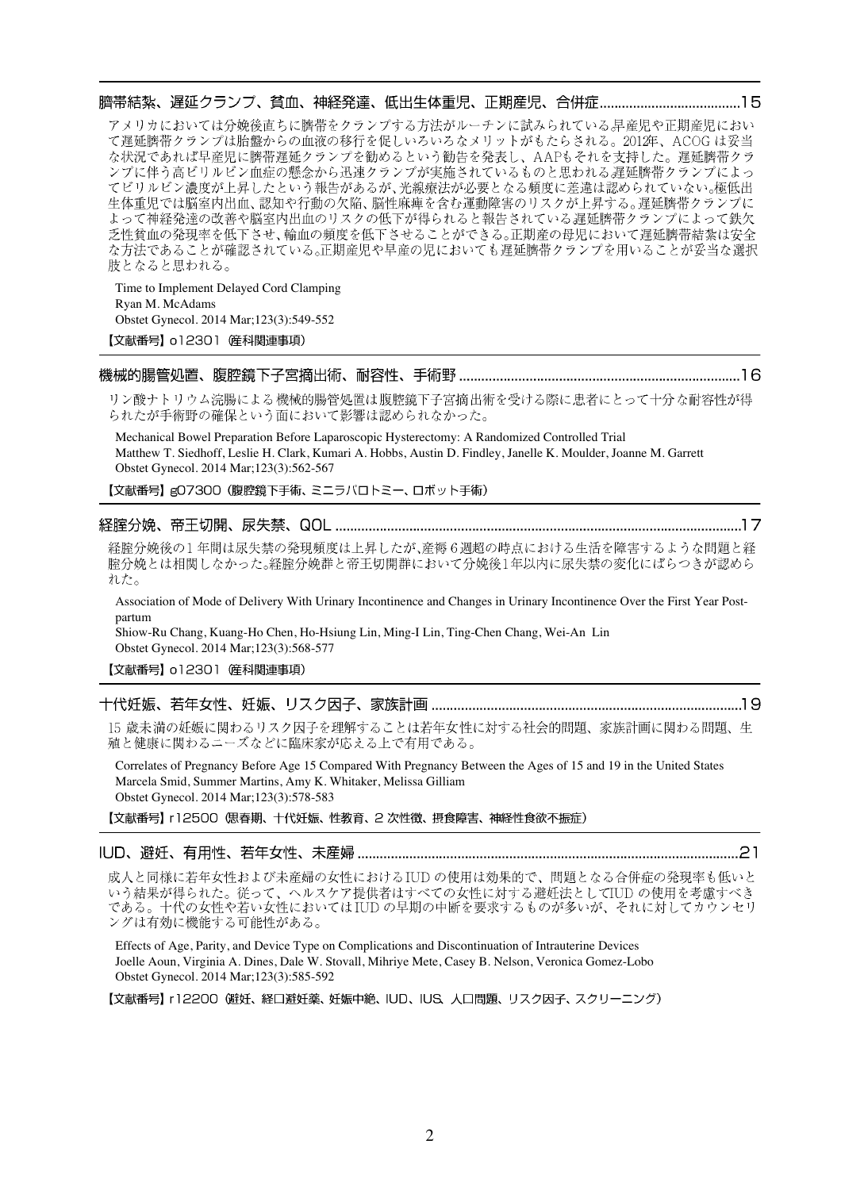## 臍帯結紮、遅延クランプ、貧血、神経発達、低出生体重児、正期産児、合併症......................................15

アメリカにおいては分娩後直ちに臍帯をクランプする方法がルーチンに試みられている.早産児や正期産児において遅延臍帯クランプは胎盤からの血液の移行を促しいろいろなメリットがもたらされる。2012年、ACOG は妥当な状況であれば早産児に臍帯遅延クランプを勧めるという勧告を発表し、AAPもそれを支持した。遅延臍帯クランプに伴う高ビリルビン血症の懸念から迅速クランプが実施されているものと思われる.遅延臍帯クランプによってビリルビン濃度が上昇したという報告があるが、光線療法が必要となる頻度に差違は認められていない.極低出生体重児では脳室内出血、認知や行動の欠陥、脳性麻痺を含む運動障害のリスクが上昇する。遅延臍帯クランプによって神経発達の改善や脳室内出血のリスクの低下が得られると報告されている.遅延臍帯クランプによって鉄欠乏性貧血の発現率を低下させ、輸血の頻度を低下させることができる。正期産の母児において遅延臍帯結紮は安全な方法であることが確認されている。正期産児や早産の児においても遅延臍帯クランプを用いることが妥当な選択肢となると思われる。

Time to Implement Delayed Cord Clamping
Ryan M. McAdams
Obstet Gynecol. 2014 Mar;123(3):549-552

【文献番号】o12301 (産科関連事項)

## 機械的腸管処置、腹腔鏡下子宮摘出術、耐容性、手術野..........................................................................16

リン酸ナトリウム浣腸による 機械的腸管処置は腹腔鏡下子宮摘出術を受ける際に患者にとって十分な耐容性が得られたが手術野の確保という面において影響は認められなかった。

Mechanical Bowel Preparation Before Laparoscopic Hysterectomy: A Randomized Controlled Trial
Matthew T. Siedhoff, Leslie H. Clark, Kumari A. Hobbs, Austin D. Findley, Janelle K. Moulder, Joanne M. Garrett
Obstet Gynecol. 2014 Mar;123(3):562-567

【文献番号】g07300 (腹腔鏡下手術、ミニラパロトミー、ロボット手術)

## 経膣分娩、帝王切開、尿失禁、QOL ..........................................................................................................17

経膣分娩後の1 年間は尿失禁の発現頻度は上昇したが,産褥 6 週超の時点における生活を障害するような問題と経膣分娩とは相関しなかった。経膣分娩群と帝王切開群において分娩後1年以内に尿失禁の変化にばらつきが認められた。

Association of Mode of Delivery With Urinary Incontinence and Changes in Urinary Incontinence Over the First Year Postpartum
Shiow-Ru Chang, Kuang-Ho Chen, Ho-Hsiung Lin, Ming-I Lin, Ting-Chen Chang, Wei-An Lin
Obstet Gynecol. 2014 Mar;123(3):568-577

【文献番号】o12301 (産科関連事項)

## 十代妊娠、若年女性、妊娠、リスク因子、家族計画 ..................................................................................19

15 歳未満の妊娠に関わるリスク因子を理解することは若年女性に対する社会的問題、家族計画に関わる問題、生殖と健康に関わるニーズなどに臨床家が応える上で有用である。

Correlates of Pregnancy Before Age 15 Compared With Pregnancy Between the Ages of 15 and 19 in the United States
Marcela Smid, Summer Martins, Amy K. Whitaker, Melissa Gilliam
Obstet Gynecol. 2014 Mar;123(3):578-583

【文献番号】r12500 (思春期、十代妊娠、性教育、2 次性徴、摂食障害、神経性食欲不振症)

## IUD、避妊、有用性、若年女性、未産婦 .....................................................................................................21

成人と同様に若年女性および未産婦の女性におけるIUD の使用は効果的で、問題となる合併症の発現率も低いという結果が得られた。従って、ヘルスケア提供者はすべての女性に対する避妊法としてIUD の使用を考慮すべきである。十代の女性や若い女性においてはIUD の早期の中断を要求するものが多いが、それに対してカウンセリングは有効に機能する可能性がある。

Effects of Age, Parity, and Device Type on Complications and Discontinuation of Intrauterine Devices
Joelle Aoun, Virginia A. Dines, Dale W. Stovall, Mihriye Mete, Casey B. Nelson, Veronica Gomez-Lobo
Obstet Gynecol. 2014 Mar;123(3):585-592

【文献番号】r12200 (避妊、経口避妊薬、妊娠中絶、IUD、IUS、人口問題、リスク因子、スクリーニング)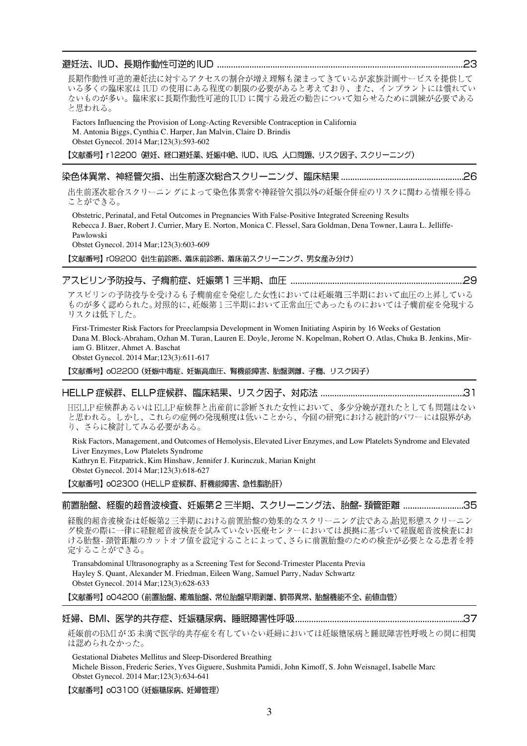## 避妊法、IUD、長期作動性可逆的IUD ........................................................................................................23

長期作動性可逆的避妊法に対するアクセスの割合が増え理解も深まってきているが家族計画サービスを提供している多くの臨床家は IUD の使用にある程度の制限の必要があると考えており、また、インプラントには慣れていないものが多い。臨床家に長期作動性可逆的IUD に関する最近の勧告について知らせるために訓練が必要であると思われる。

Factors Influencing the Provision of Long-Acting Reversible Contraception in California
M. Antonia Biggs, Cynthia C. Harper, Jan Malvin, Claire D. Brindis
Obstet Gynecol. 2014 Mar;123(3):593-602

【文献番号】r12200（避妊、経口避妊薬、妊娠中絶、IUD、IUS、人口問題、リスク因子、スクリーニング）

## 染色体異常、神経管欠損、出生前逐次総合スクリーニング、臨床結果 ....................................................26

出生前逐次総合スクリーニングによって染色体異常や神経管欠損以外の妊娠合併症のリスクに関わる情報を得ることができる。

Obstetric, Perinatal, and Fetal Outcomes in Pregnancies With False-Positive Integrated Screening Results
Rebecca J. Baer, Robert J. Currier, Mary E. Norton, Monica C. Flessel, Sara Goldman, Dena Towner, Laura L. Jelliffe-Pawlowski
Obstet Gynecol. 2014 Mar;123(3):603-609

【文献番号】r09200（出生前診断、着床前診断、着床前スクリーニング、男女産み分け）

## アスピリン予防投与、子癇前症、妊娠第１三半期、血圧 .........................................................................29

アスピリンの予防投与を受けるも子癇前症を発症した女性においては妊娠第三半期において血圧の上昇しているものが多く認められた。対照的に、妊娠第１三半期において正常血圧であったものにおいては子癇前症を発現するリスクは低下した。

First-Trimester Risk Factors for Preeclampsia Development in Women Initiating Aspirin by 16 Weeks of Gestation
Dana M. Block-Abraham, Ozhan M. Turan, Lauren E. Doyle, Jerome N. Kopelman, Robert O. Atlas, Chuka B. Jenkins, Miriam G. Blitzer, Ahmet A. Baschat
Obstet Gynecol. 2014 Mar;123(3):611-617

【文献番号】o02200（妊娠中毒症、妊娠高血圧、腎機能障害、胎盤剥離、子癇、リスク因子）

## HELLP 症候群、ELLP症候群、臨床結果、リスク因子、対応法 .............................................................31

HELLP 症候群あるいはELLP 症候群と出産前に診断された女性において、多少分娩が遅れたとしても問題はないと思われる。しかし、これらの症例の発現頻度は低いことから、今回の研究における統計的パワーには限界があり、さらに検討してみる必要がある。

Risk Factors, Management, and Outcomes of Hemolysis, Elevated Liver Enzymes, and Low Platelets Syndrome and Elevated Liver Enzymes, Low Platelets Syndrome
Kathryn E. Fitzpatrick, Kim Hinshaw, Jennifer J. Kurinczuk, Marian Knight
Obstet Gynecol. 2014 Mar;123(3):618-627

【文献番号】o02300（HELLP 症候群、肝機能障害、急性脂肪肝）

## 前置胎盤、経腹的超音波検査、妊娠第２三半期、スクリーニング法、胎盤-頚管距離 ..........................35

経腹的超音波検査は妊娠第２三半期における前置胎盤の効果的なスクリーニング法である.胎児形態スクリーニング検査の際に一律に経腟超音波検査を試みていない医療センターにおいては,根拠に基づいて経腹超音波検査における胎盤-頚管距離のカットオフ値を設定することによって、さらに前置胎盤のための検査が必要となる患者を特定することができる。

Transabdominal Ultrasonography as a Screening Test for Second-Trimester Placenta Previa
Hayley S. Quant, Alexander M. Friedman, Eileen Wang, Samuel Parry, Nadav Schwartz
Obstet Gynecol. 2014 Mar;123(3):628-633

【文献番号】o04200（前置胎盤、癒着胎盤、常位胎盤早期剥離、臍帯異常、胎盤機能不全、前値血管）

## 妊婦、BMI、医学的共存症、妊娠糖尿病、睡眠障害性呼吸.......................................................................37

妊娠前のBMI が35 未満で医学的共存症を有していない妊婦においては妊娠糖尿病と睡眠障害性呼吸との間に相関は認められなかった。

Gestational Diabetes Mellitus and Sleep-Disordered Breathing
Michele Bisson, Frederic Series, Yves Giguere, Sushmita Pamidi, John Kimoff, S. John Weisnagel, Isabelle Marc
Obstet Gynecol. 2014 Mar;123(3):634-641

【文献番号】o03100（妊娠糖尿病、妊婦管理）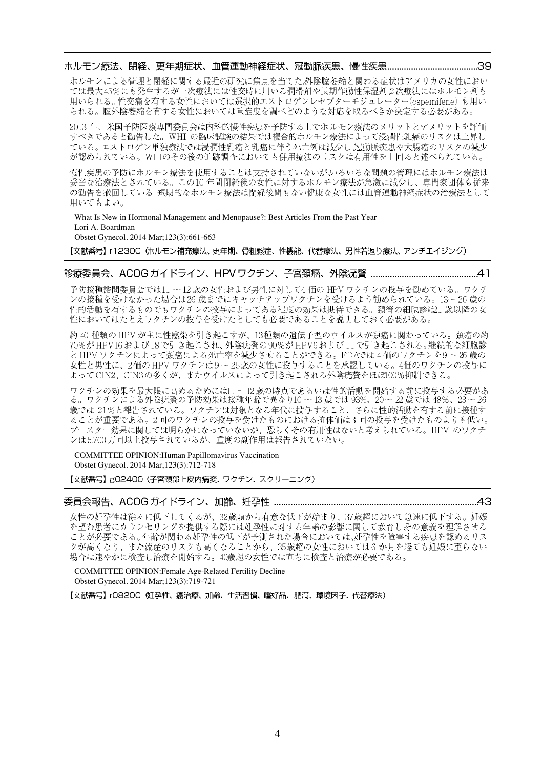## ホルモン療法、閉経、更年期症状、血管運動神経症状、冠動脈疾患、慢性疾患......................................39

ホルモンによる管理と閉経に関する最近の研究に焦点を当てた.外陰腟萎縮と関わる症状はアメリカの女性においては最大45%にも発生するが一次療法には性交時に用いる潤滑剤や長期作動性保湿剤.2次療法にはホルモン剤も用いられる。性交痛を有する女性においては選択的エストロゲンレセプターモジュレーター(ospemifene)も用いられる。腟外陰萎縮を有する女性においては重症度を調べどのような対応を取るべきか決定する必要がある。

2013 年、米国予防医療専門委員会は内科的慢性疾患を予防する上でホルモン療法のメリットとデメリットを評価すべきであると勧告した。WHI の臨床試験の結果では複合的ホルモン療法によって浸潤性乳癌のリスクは上昇している。エストロゲン単独療法では浸潤性乳癌と乳癌に伴う死亡例は減少し.冠動脈疾患や大腸癌のリスクの減少が認められている。WHIのその後の追跡調査においても併用療法のリスクは有用性を上回ると述べられている。

慢性疾患の予防にホルモン療法を使用することは支持されていないが.いろいろな問題の管理にはホルモン療法は妥当な治療法とされている。この10 年間閉経後の女性に対するホルモン療法が急激に減少し、専門家団体も従来の勧告を撤回している。短期的なホルモン療法は閉経後間もない健康な女性には血管運動神経症状の治療法として用いてもよい。

What Is New in Hormonal Management and Menopause?: Best Articles From the Past Year
Lori A. Boardman
Obstet Gynecol. 2014 Mar;123(3):661-663

【文献番号】r12300 (ホルモン補充療法、更年期、骨粗鬆症、性機能、代替療法、男性若返り療法、アンチエイジング)

## 診療委員会、ACOGガイドライン、HPVワクチン、子宮頚癌、外陰疣贅 ............................................41

予防接種諮問委員会では11 ~ 12 歳の女性および男性に対して4 価の HPV ワクチンの投与を勧めている。ワクチンの接種を受けなかった場合は26 歳までにキャッチアップワクチンを受けるよう勧められている。13~ 26 歳の性的活動を有するものでもワクチンの投与によってある程度の効果は期待できる。頚管の細胞診は21 歳以降の女性においてはたとえワクチンの投与を受けたとしても必要であることを説明しておく必要がある。

約 40 種類の HPV が主に性感染を引き起こすが、13種類の遺伝子型のウイルスが頚癌に関わっている。頚癌の約70%がHPV16 および 18で引き起こされ、外陰疣贅の90%が HPV6および 11 で引き起こされる。継続的な細胞診と HPV ワクチンによって頚癌による死亡率を減少させることができる。FDAでは 4 価のワクチンを9 ~ 26 歳の女性と男性に、2価の HPV ワクチンは9 ~ 25歳の女性に投与することを承認している。4価のワクチンの投与によってCIN2、CIN3の多くが、またウイルスによって引き起こされる外陰疣贅をほぼ100%抑制できる。

ワクチンの効果を最大限に高めるためには11 ~ 12 歳の時点であるいは性的活動を開始する前に投与する必要がある。ワクチンによる外陰疣贅の予防効果は接種年齢で異なり10 ~ 13 歳では 93%、20~ 22 歳では 48%、23 ~ 26 歳では 21%と報告されている。ワクチンは対象となる年代に投与すること、さらに性的活動を有する前に接種することが重要である。2 回のワクチンの投与を受けたものにおける抗体価は3 回の投与を受けたものよりも低い。ブースター効果に関しては明らかになっていないが、恐らくその有用性はないと考えられている。HPV のワクチンは5,700 万回以上投与されているが、重度の副作用は報告されていない。

COMMITTEE OPINION:Human Papillomavirus Vaccination
Obstet Gynecol. 2014 Mar;123(3):712-718

【文献番号】g02400 (子宮頸部上皮内病変、ワクチン、スクリーニング)

## 委員会報告、ACOGガイドライン、加齢、妊孕性 ....................................................................................43

女性の妊孕性は徐々に低下してくるが、32歳頃から有意な低下が始まり、37歳超において急速に低下する。妊娠を望む患者にカウンセリングを提供する際には妊孕性に対する年齢の影響に関して教育し.その意義を理解させることが必要である。年齢が関わる妊孕性の低下が予測された場合においては.妊孕性を障害する疾患を認めるリスクが高くなり、また流産のリスクも高くなることから、35歳超の女性においては6 か月を経ても妊娠に至らない場合は速やかに検査し治療を開始する。40歳超の女性では直ちに検査と治療が必要である。

COMMITTEE OPINION:Female Age-Related Fertility Decline
Obstet Gynecol. 2014 Mar;123(3):719-721

【文献番号】r08200 (妊孕性、癌治療、加齢、生活習慣、嗜好品、肥満、環境因子、代替療法)